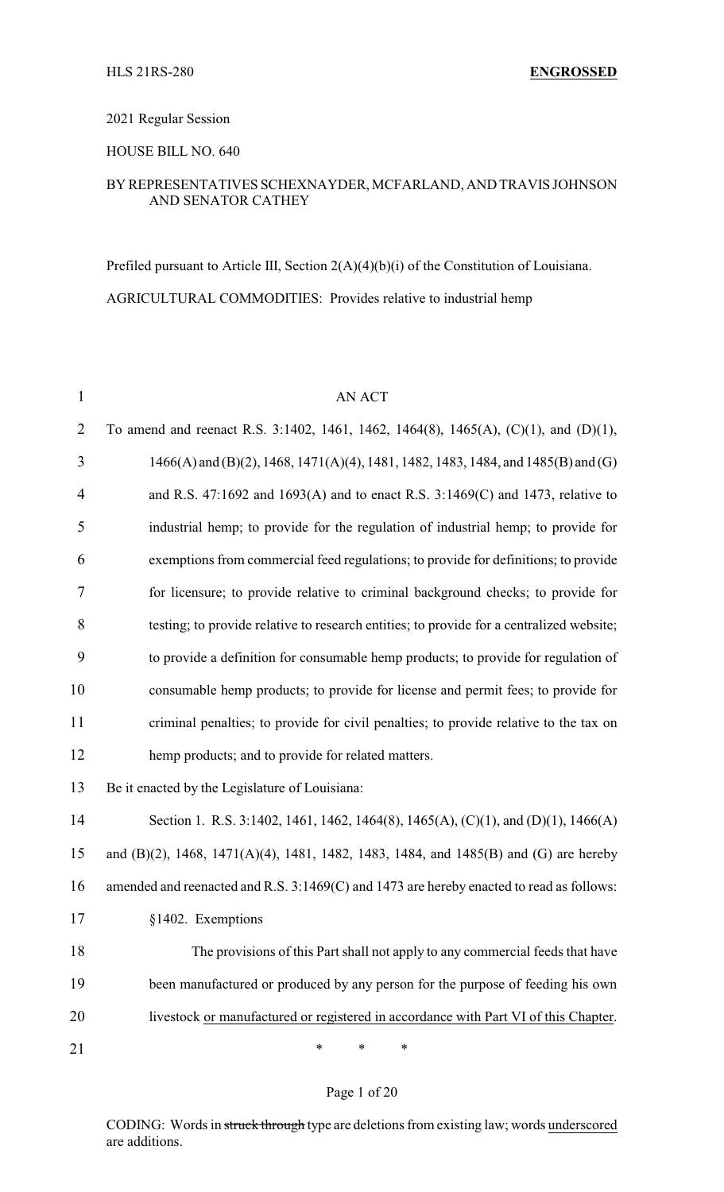HLS 21RS-280 **ENGROSSED**

2021 Regular Session

HOUSE BILL NO. 640

BY REPRESENTATIVES SCHEXNAYDER, MCFARLAND, AND TRAVIS JOHNSON AND SENATOR CATHEY

Prefiled pursuant to Article III, Section 2(A)(4)(b)(i) of the Constitution of Louisiana.

AGRICULTURAL COMMODITIES: Provides relative to industrial hemp

AN ACT

To amend and reenact R.S. 3:1402, 1461, 1462, 1464(8), 1465(A), (C)(1), and (D)(1), 1466(A) and (B)(2), 1468, 1471(A)(4), 1481, 1482, 1483, 1484, and 1485(B) and (G) and R.S. 47:1692 and 1693(A) and to enact R.S. 3:1469(C) and 1473, relative to industrial hemp; to provide for the regulation of industrial hemp; to provide for exemptions from commercial feed regulations; to provide for definitions; to provide for licensure; to provide relative to criminal background checks; to provide for testing; to provide relative to research entities; to provide for a centralized website; to provide a definition for consumable hemp products; to provide for regulation of consumable hemp products; to provide for license and permit fees; to provide for criminal penalties; to provide for civil penalties; to provide relative to the tax on hemp products; and to provide for related matters.

Be it enacted by the Legislature of Louisiana:

Section 1. R.S. 3:1402, 1461, 1462, 1464(8), 1465(A), (C)(1), and (D)(1), 1466(A) and (B)(2), 1468, 1471(A)(4), 1481, 1482, 1483, 1484, and 1485(B) and (G) are hereby amended and reenacted and R.S. 3:1469(C) and 1473 are hereby enacted to read as follows:

§1402. Exemptions

The provisions of this Part shall not apply to any commercial feeds that have been manufactured or produced by any person for the purpose of feeding his own livestock <u>or manufactured or registered in accordance with Part VI of this Chapter</u>.

\* \* \*

CODING: Words in ~~struck through~~ type are deletions from existing law; words <u>underscored</u> are additions.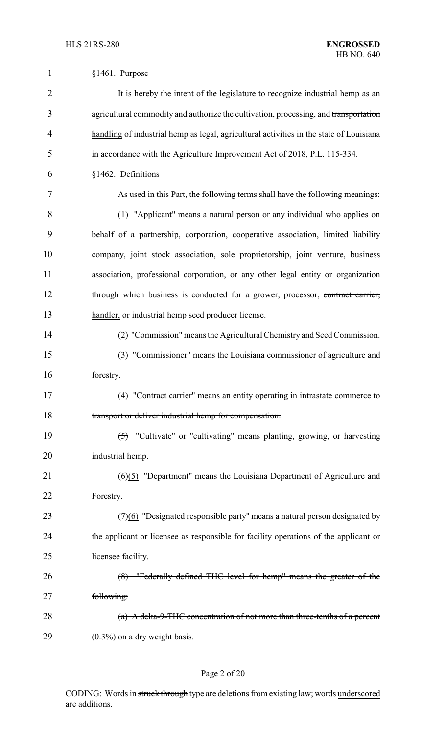§1461. Purpose

It is hereby the intent of the legislature to recognize industrial hemp as an agricultural commodity and authorize the cultivation, processing, and ~~transportation~~ handling of industrial hemp as legal, agricultural activities in the state of Louisiana in accordance with the Agriculture Improvement Act of 2018, P.L. 115-334.

§1462. Definitions

As used in this Part, the following terms shall have the following meanings:

(1) "Applicant" means a natural person or any individual who applies on behalf of a partnership, corporation, cooperative association, limited liability company, joint stock association, sole proprietorship, joint venture, business association, professional corporation, or any other legal entity or organization through which business is conducted for a grower, processor, ~~contract carrier,~~ handler, or industrial hemp seed producer license.

(2) "Commission" means the Agricultural Chemistry and Seed Commission.

(3) "Commissioner" means the Louisiana commissioner of agriculture and forestry.

(4) ~~"Contract carrier" means an entity operating in intrastate commerce to transport or deliver industrial hemp for compensation.~~

~~(5)~~ "Cultivate" or "cultivating" means planting, growing, or harvesting industrial hemp.

~~(6)~~(5) "Department" means the Louisiana Department of Agriculture and Forestry.

~~(7)~~(6) "Designated responsible party" means a natural person designated by the applicant or licensee as responsible for facility operations of the applicant or licensee facility.

~~(8) "Federally defined THC level for hemp" means the greater of the following:~~

~~(a) A delta-9-THC concentration of not more than three-tenths of a percent (0.3%) on a dry weight basis.~~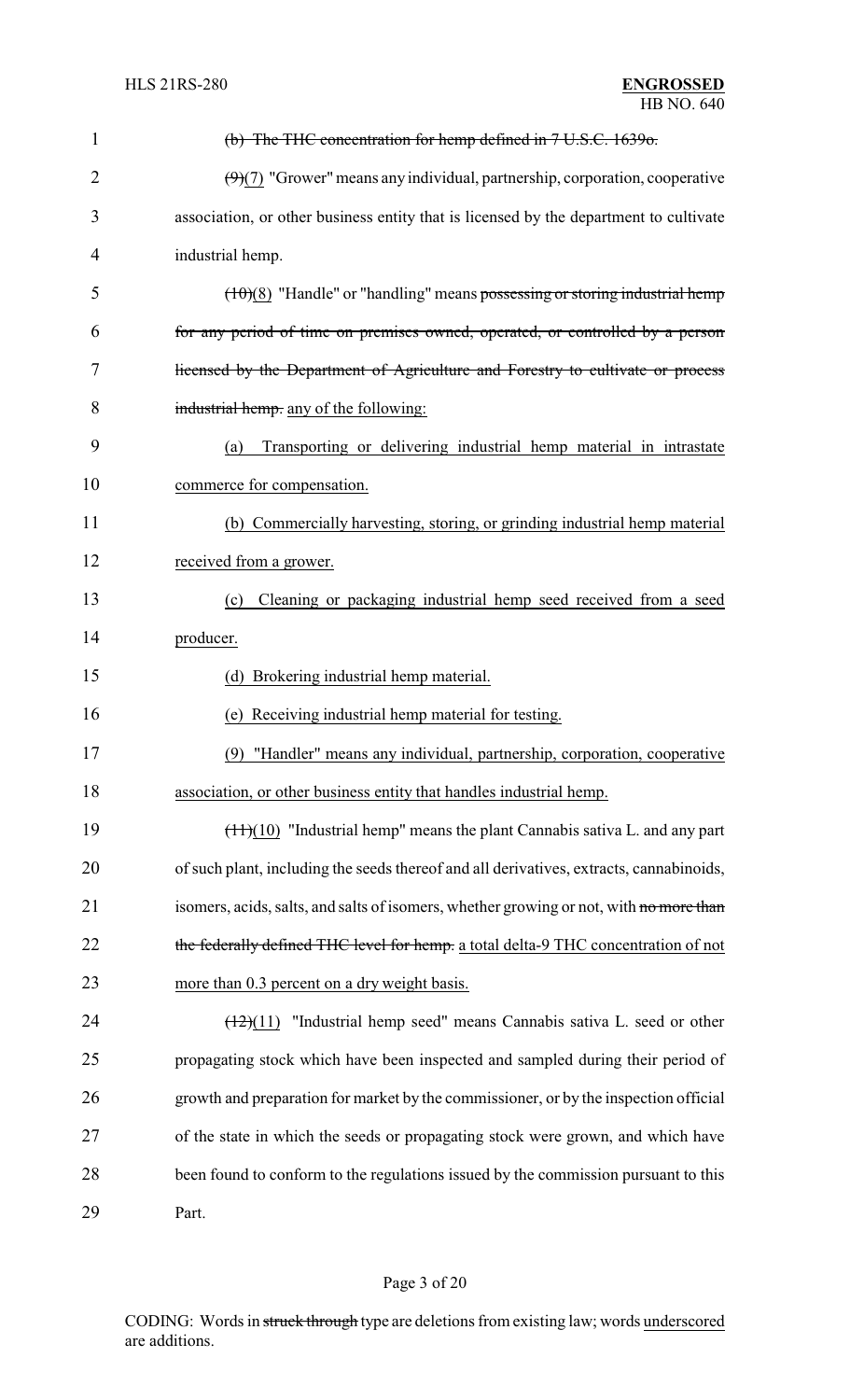(b) ~~The THC concentration for hemp defined in 7 U.S.C. 1639o.~~

~~(9)~~(7) "Grower" means any individual, partnership, corporation, cooperative association, or other business entity that is licensed by the department to cultivate industrial hemp.

~~(10)~~(8) "Handle" or "handling" means ~~possessing or storing industrial hemp for any period of time on premises owned, operated, or controlled by a person licensed by the Department of Agriculture and Forestry to cultivate or process industrial hemp.~~ any of the following:

(a) Transporting or delivering industrial hemp material in intrastate commerce for compensation.

(b) Commercially harvesting, storing, or grinding industrial hemp material received from a grower.

(c) Cleaning or packaging industrial hemp seed received from a seed producer.

(d) Brokering industrial hemp material.

(e) Receiving industrial hemp material for testing.

(9) "Handler" means any individual, partnership, corporation, cooperative association, or other business entity that handles industrial hemp.

~~(11)~~(10) "Industrial hemp" means the plant Cannabis sativa L. and any part of such plant, including the seeds thereof and all derivatives, extracts, cannabinoids, isomers, acids, salts, and salts of isomers, whether growing or not, with ~~no more than the federally defined THC level for hemp.~~ a total delta-9 THC concentration of not more than 0.3 percent on a dry weight basis.

~~(12)~~(11) "Industrial hemp seed" means Cannabis sativa L. seed or other propagating stock which have been inspected and sampled during their period of growth and preparation for market by the commissioner, or by the inspection official of the state in which the seeds or propagating stock were grown, and which have been found to conform to the regulations issued by the commission pursuant to this Part.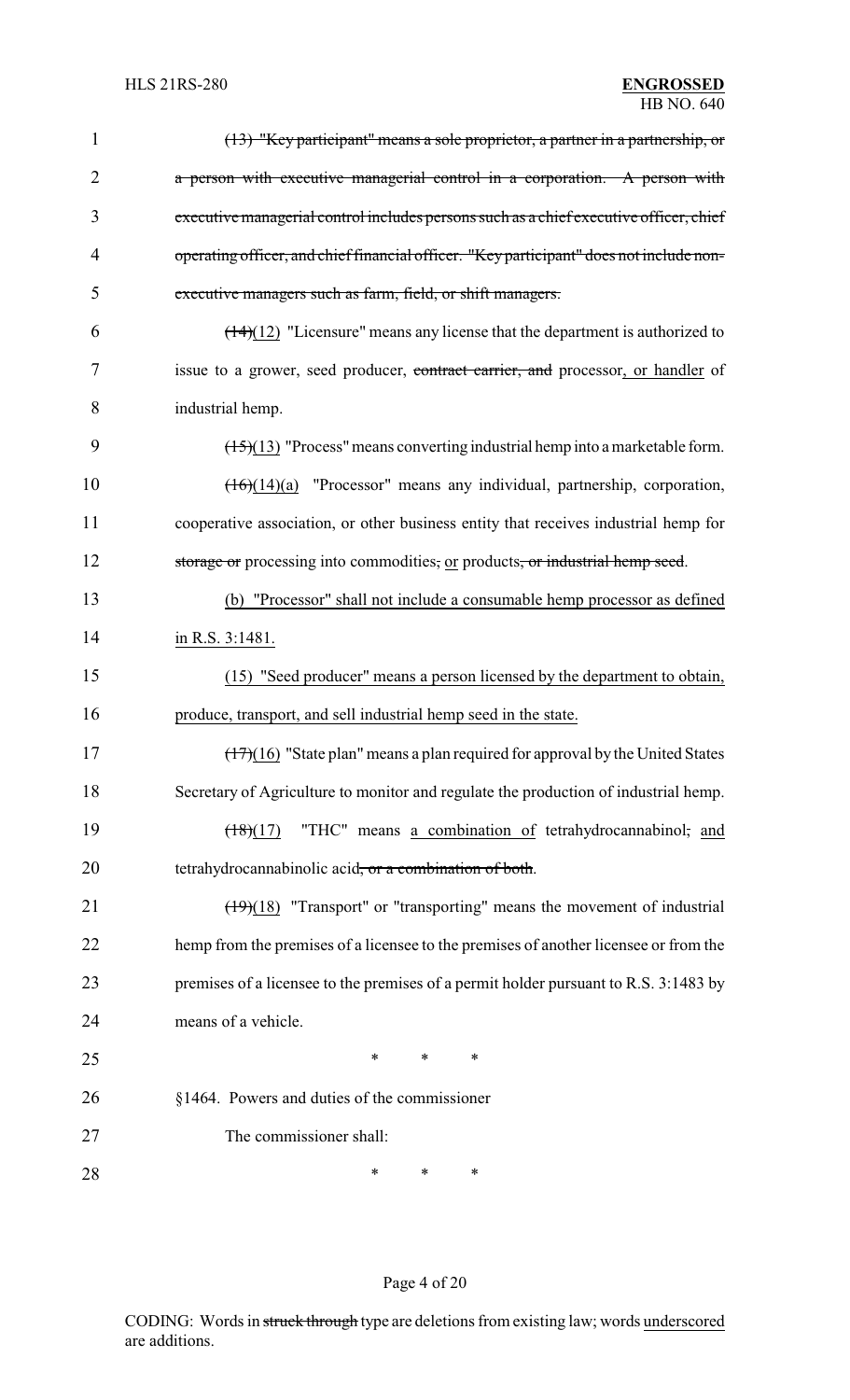(13) "Key participant" means a sole proprietor, a partner in a partnership, or a person with executive managerial control in a corporation. A person with executive managerial control includes persons such as a chief executive officer, chief operating officer, and chief financial officer. "Key participant" does not include non-executive managers such as farm, field, or shift managers.

(14)(12) "Licensure" means any license that the department is authorized to issue to a grower, seed producer, contract carrier, and processor, or handler of industrial hemp.

(15)(13) "Process" means converting industrial hemp into a marketable form.

(16)(14)(a) "Processor" means any individual, partnership, corporation, cooperative association, or other business entity that receives industrial hemp for storage or processing into commodities, or products, or industrial hemp seed.

(b) "Processor" shall not include a consumable hemp processor as defined in R.S. 3:1481.

(15) "Seed producer" means a person licensed by the department to obtain, produce, transport, and sell industrial hemp seed in the state.

(17)(16) "State plan" means a plan required for approval by the United States Secretary of Agriculture to monitor and regulate the production of industrial hemp.

(18)(17) "THC" means a combination of tetrahydrocannabinol, and tetrahydrocannabinolic acid, or a combination of both.

(19)(18) "Transport" or "transporting" means the movement of industrial hemp from the premises of a licensee to the premises of another licensee or from the premises of a licensee to the premises of a permit holder pursuant to R.S. 3:1483 by means of a vehicle.

\* \* \*

§1464. Powers and duties of the commissioner

The commissioner shall:

\* \* \*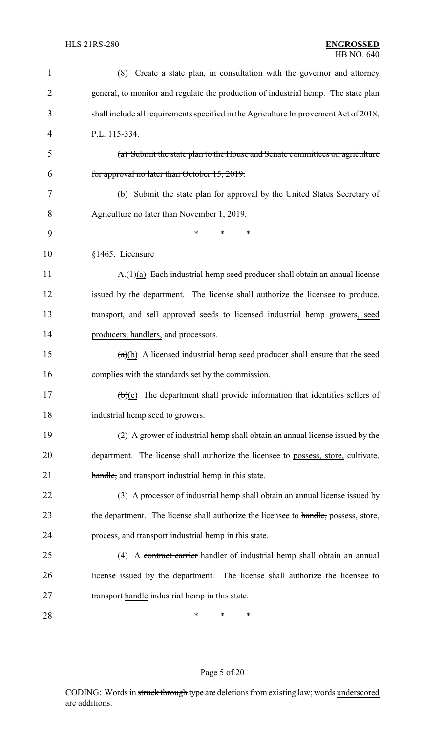(8) Create a state plan, in consultation with the governor and attorney general, to monitor and regulate the production of industrial hemp. The state plan shall include all requirements specified in the Agriculture Improvement Act of 2018, P.L. 115-334.

~~(a) Submit the state plan to the House and Senate committees on agriculture for approval no later than October 15, 2019.~~

~~(b) Submit the state plan for approval by the United States Secretary of Agriculture no later than November 1, 2019.~~

\* \* \*

§1465. Licensure

A.(1)<u>(a)</u> Each industrial hemp seed producer shall obtain an annual license issued by the department. The license shall authorize the licensee to produce, transport, and sell approved seeds to licensed industrial hemp growers<u>, seed producers, handlers,</u> and processors.

~~(a)~~<u>(b)</u> A licensed industrial hemp seed producer shall ensure that the seed complies with the standards set by the commission.

~~(b)~~<u>(c)</u> The department shall provide information that identifies sellers of industrial hemp seed to growers.

(2) A grower of industrial hemp shall obtain an annual license issued by the department. The license shall authorize the licensee to <u>possess, store,</u> cultivate, ~~handle,~~ and transport industrial hemp in this state.

(3) A processor of industrial hemp shall obtain an annual license issued by the department. The license shall authorize the licensee to ~~handle,~~ <u>possess, store,</u> process, and transport industrial hemp in this state.

(4) A ~~contract carrier~~ <u>handler</u> of industrial hemp shall obtain an annual license issued by the department. The license shall authorize the licensee to ~~transport~~ <u>handle</u> industrial hemp in this state.

\* \* \*

CODING: Words in ~~struck through~~ type are deletions from existing law; words <u>underscored</u> are additions.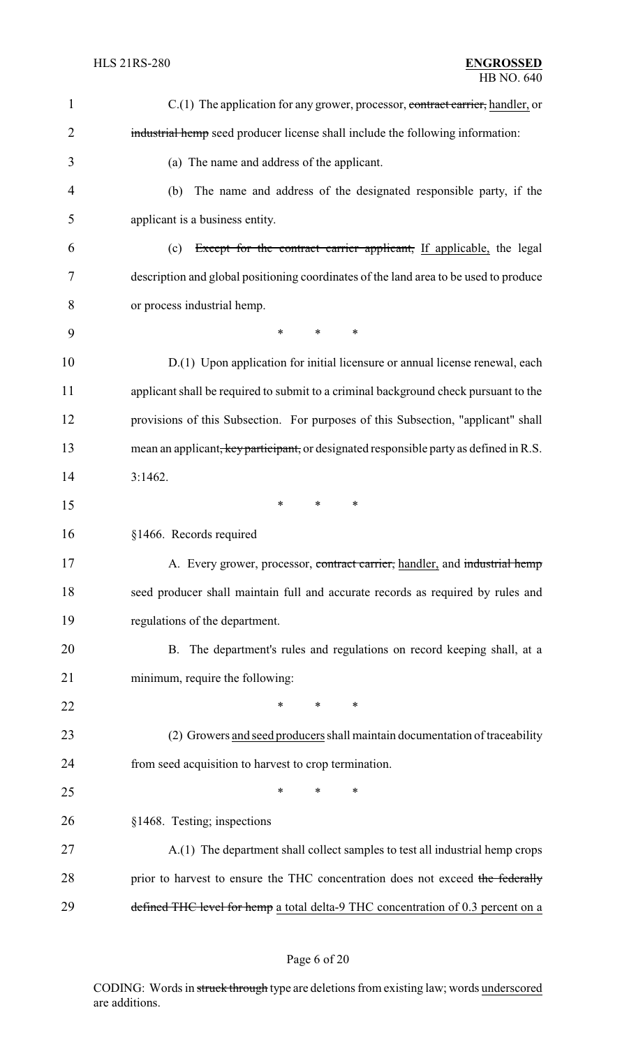C.(1) The application for any grower, processor, ~~contract carrier,~~ handler, or ~~industrial hemp~~ seed producer license shall include the following information:

(a) The name and address of the applicant.

(b) The name and address of the designated responsible party, if the applicant is a business entity.

(c) ~~Except for the contract carrier applicant,~~ If applicable, the legal description and global positioning coordinates of the land area to be used to produce or process industrial hemp.

\* \* \*

D.(1) Upon application for initial licensure or annual license renewal, each applicant shall be required to submit to a criminal background check pursuant to the provisions of this Subsection. For purposes of this Subsection, "applicant" shall mean an applicant~~, key participant,~~ or designated responsible party as defined in R.S. 3:1462.

\* \* \*

§1466. Records required

A. Every grower, processor, ~~contract carrier,~~ handler, and ~~industrial hemp~~ seed producer shall maintain full and accurate records as required by rules and regulations of the department.

B. The department's rules and regulations on record keeping shall, at a minimum, require the following:

\* \* \*

(2) Growers and seed producers shall maintain documentation of traceability from seed acquisition to harvest to crop termination.

\* \* \*

§1468. Testing; inspections

A.(1) The department shall collect samples to test all industrial hemp crops prior to harvest to ensure the THC concentration does not exceed ~~the federally defined THC level for hemp~~ a total delta-9 THC concentration of 0.3 percent on a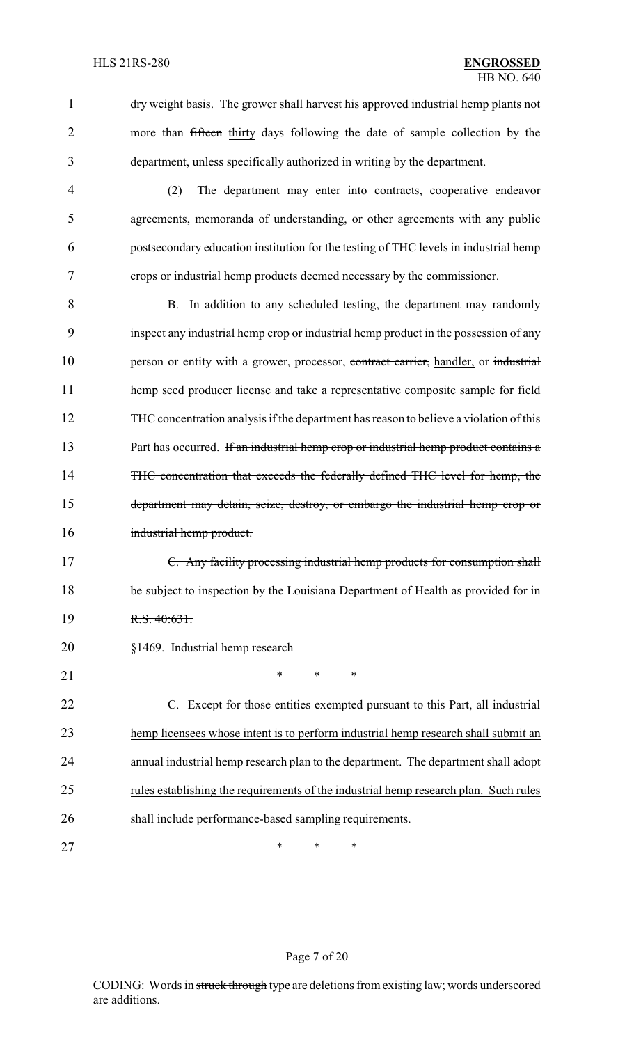dry weight basis. The grower shall harvest his approved industrial hemp plants not more than ~~fifteen~~ thirty days following the date of sample collection by the department, unless specifically authorized in writing by the department.

(2) The department may enter into contracts, cooperative endeavor agreements, memoranda of understanding, or other agreements with any public postsecondary education institution for the testing of THC levels in industrial hemp crops or industrial hemp products deemed necessary by the commissioner.

B. In addition to any scheduled testing, the department may randomly inspect any industrial hemp crop or industrial hemp product in the possession of any person or entity with a grower, processor, ~~contract carrier,~~ handler, or ~~industrial hemp~~ seed producer license and take a representative composite sample for ~~field~~ THC concentration analysis if the department has reason to believe a violation of this Part has occurred. ~~If an industrial hemp crop or industrial hemp product contains a THC concentration that exceeds the federally defined THC level for hemp, the department may detain, seize, destroy, or embargo the industrial hemp crop or industrial hemp product.~~

~~C. Any facility processing industrial hemp products for consumption shall be subject to inspection by the Louisiana Department of Health as provided for in R.S. 40:631.~~

§1469. Industrial hemp research

\* \* \*

C. Except for those entities exempted pursuant to this Part, all industrial hemp licensees whose intent is to perform industrial hemp research shall submit an annual industrial hemp research plan to the department. The department shall adopt rules establishing the requirements of the industrial hemp research plan. Such rules shall include performance-based sampling requirements.

\* \* \*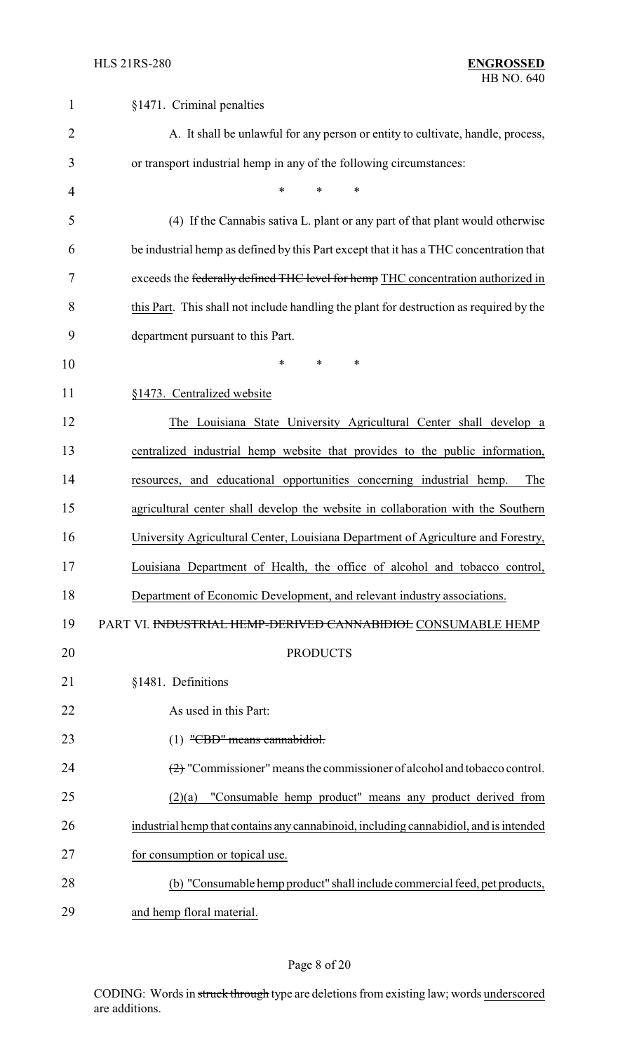§1471. Criminal penalties

A. It shall be unlawful for any person or entity to cultivate, handle, process, or transport industrial hemp in any of the following circumstances:

\* \* \*

(4) If the Cannabis sativa L. plant or any part of that plant would otherwise be industrial hemp as defined by this Part except that it has a THC concentration that exceeds the ~~federally defined THC level for hemp~~ <u>THC concentration authorized in this Part</u>. This shall not include handling the plant for destruction as required by the department pursuant to this Part.

\* \* \*

<u>§1473. Centralized website</u>

<u>The Louisiana State University Agricultural Center shall develop a centralized industrial hemp website that provides to the public information, resources, and educational opportunities concerning industrial hemp. The agricultural center shall develop the website in collaboration with the Southern University Agricultural Center, Louisiana Department of Agriculture and Forestry, Louisiana Department of Health, the office of alcohol and tobacco control, Department of Economic Development, and relevant industry associations.</u>

PART VI. ~~INDUSTRIAL HEMP-DERIVED CANNABIDIOL~~ <u>CONSUMABLE HEMP PRODUCTS</u>

§1481. Definitions

As used in this Part:

(1) ~~"CBD" means cannabidiol.~~

~~(2)~~ "Commissioner" means the commissioner of alcohol and tobacco control.

<u>(2)(a) "Consumable hemp product" means any product derived from industrial hemp that contains any cannabinoid, including cannabidiol, and is intended for consumption or topical use.</u>

<u>(b) "Consumable hemp product" shall include commercial feed, pet products, and hemp floral material.</u>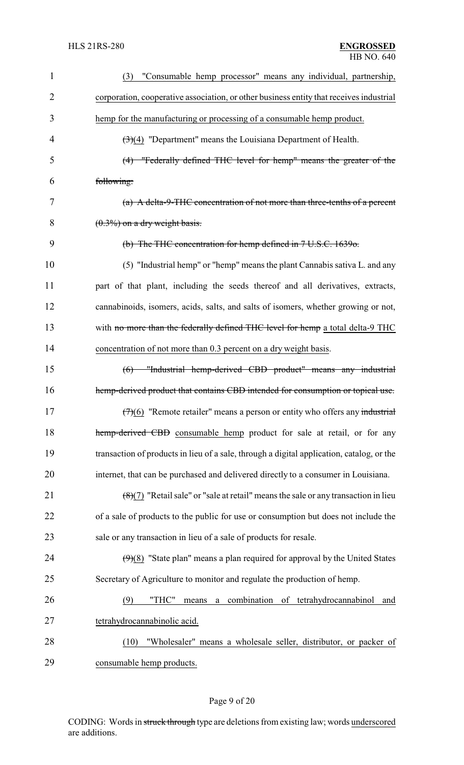(3) <u>"Consumable hemp processor" means any individual, partnership, corporation, cooperative association, or other business entity that receives industrial hemp for the manufacturing or processing of a consumable hemp product.</u>

~~(3)~~<u>(4)</u> "Department" means the Louisiana Department of Health.

~~(4) "Federally defined THC level for hemp" means the greater of the following:~~

~~(a) A delta-9-THC concentration of not more than three-tenths of a percent (0.3%) on a dry weight basis.~~

~~(b) The THC concentration for hemp defined in 7 U.S.C. 1639o.~~

(5) "Industrial hemp" or "hemp" means the plant Cannabis sativa L. and any part of that plant, including the seeds thereof and all derivatives, extracts, cannabinoids, isomers, acids, salts, and salts of isomers, whether growing or not, with ~~no more than the federally defined THC level for hemp~~ <u>a total delta-9 THC concentration of not more than 0.3 percent on a dry weight basis</u>.

~~(6) "Industrial hemp-derived CBD product" means any industrial hemp-derived product that contains CBD intended for consumption or topical use.~~

~~(7)~~<u>(6)</u> "Remote retailer" means a person or entity who offers any ~~industrial hemp-derived CBD~~ <u>consumable hemp</u> product for sale at retail, or for any transaction of products in lieu of a sale, through a digital application, catalog, or the internet, that can be purchased and delivered directly to a consumer in Louisiana.

~~(8)~~<u>(7)</u> "Retail sale" or "sale at retail" means the sale or any transaction in lieu of a sale of products to the public for use or consumption but does not include the sale or any transaction in lieu of a sale of products for resale.

~~(9)~~<u>(8)</u> "State plan" means a plan required for approval by the United States Secretary of Agriculture to monitor and regulate the production of hemp.

<u>(9) "THC" means a combination of tetrahydrocannabinol and tetrahydrocannabinolic acid.</u>

<u>(10) "Wholesaler" means a wholesale seller, distributor, or packer of consumable hemp products.</u>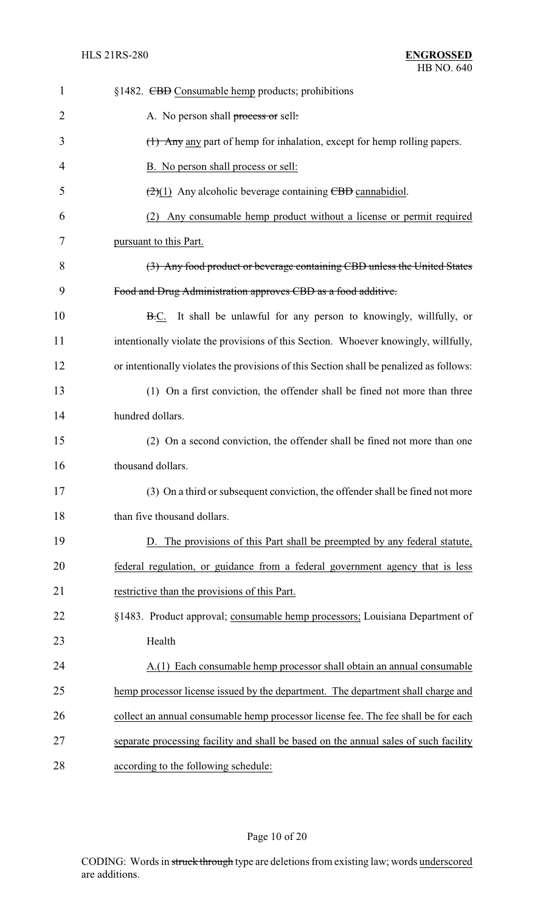§1482. ~~CBD~~ Consumable hemp products; prohibitions

A. No person shall ~~process or~~ sell~~:~~

~~(1) Any~~ any part of hemp for inhalation, except for hemp rolling papers.

B. No person shall process or sell:

~~(2)~~(1) Any alcoholic beverage containing ~~CBD~~ cannabidiol.

(2) Any consumable hemp product without a license or permit required pursuant to this Part.

~~(3) Any food product or beverage containing CBD unless the United States Food and Drug Administration approves CBD as a food additive.~~

~~B.~~C. It shall be unlawful for any person to knowingly, willfully, or intentionally violate the provisions of this Section. Whoever knowingly, willfully, or intentionally violates the provisions of this Section shall be penalized as follows:

(1) On a first conviction, the offender shall be fined not more than three hundred dollars.

(2) On a second conviction, the offender shall be fined not more than one thousand dollars.

(3) On a third or subsequent conviction, the offender shall be fined not more than five thousand dollars.

D. The provisions of this Part shall be preempted by any federal statute, federal regulation, or guidance from a federal government agency that is less restrictive than the provisions of this Part.

§1483. Product approval; consumable hemp processors; Louisiana Department of Health

A.(1) Each consumable hemp processor shall obtain an annual consumable hemp processor license issued by the department. The department shall charge and collect an annual consumable hemp processor license fee. The fee shall be for each separate processing facility and shall be based on the annual sales of such facility according to the following schedule: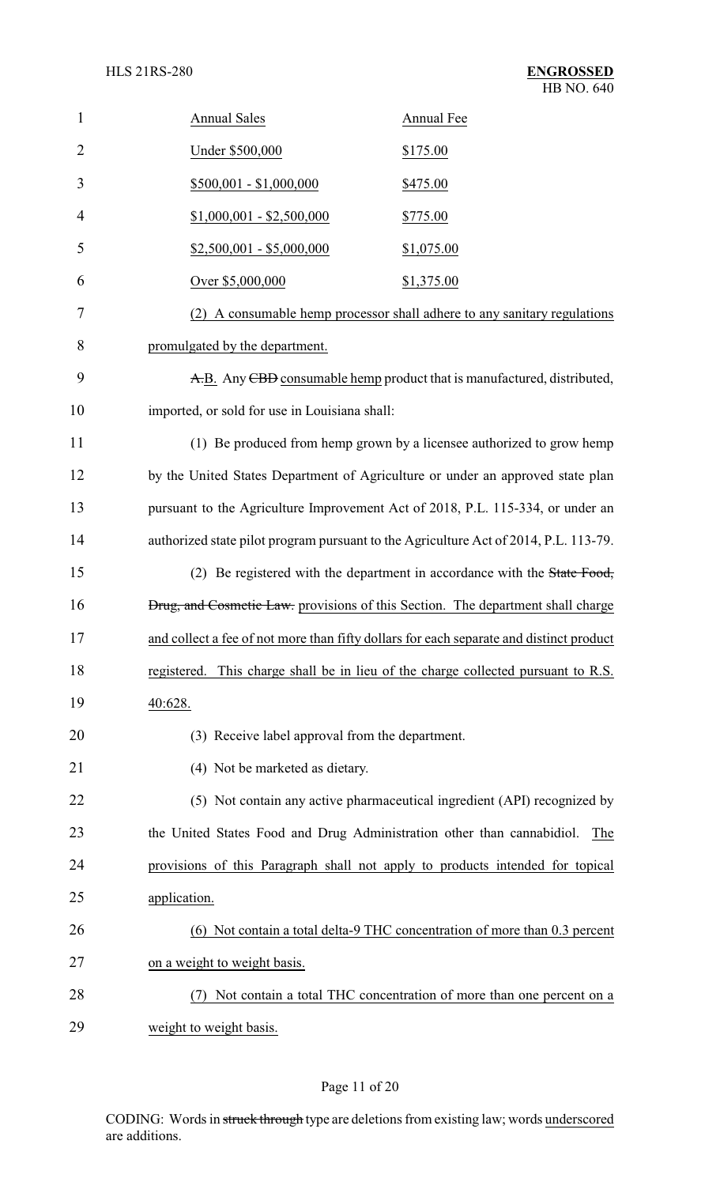| Annual Sales | Annual Fee |
|---|---|
| Under $500,000 | $175.00 |
| $500,001 - $1,000,000 | $475.00 |
| $1,000,001 - $2,500,000 | $775.00 |
| $2,500,001 - $5,000,000 | $1,075.00 |
| Over $5,000,000 | $1,375.00 |

(2) A consumable hemp processor shall adhere to any sanitary regulations promulgated by the department.

~~A.~~B. Any ~~CBD~~ consumable hemp product that is manufactured, distributed, imported, or sold for use in Louisiana shall:

(1) Be produced from hemp grown by a licensee authorized to grow hemp by the United States Department of Agriculture or under an approved state plan pursuant to the Agriculture Improvement Act of 2018, P.L. 115-334, or under an authorized state pilot program pursuant to the Agriculture Act of 2014, P.L. 113-79.

(2) Be registered with the department in accordance with the ~~State Food, Drug, and Cosmetic Law.~~ provisions of this Section. The department shall charge and collect a fee of not more than fifty dollars for each separate and distinct product registered. This charge shall be in lieu of the charge collected pursuant to R.S. 40:628.

(3) Receive label approval from the department.

(4) Not be marketed as dietary.

(5) Not contain any active pharmaceutical ingredient (API) recognized by the United States Food and Drug Administration other than cannabidiol. The provisions of this Paragraph shall not apply to products intended for topical application.

(6) Not contain a total delta-9 THC concentration of more than 0.3 percent on a weight to weight basis.

(7) Not contain a total THC concentration of more than one percent on a weight to weight basis.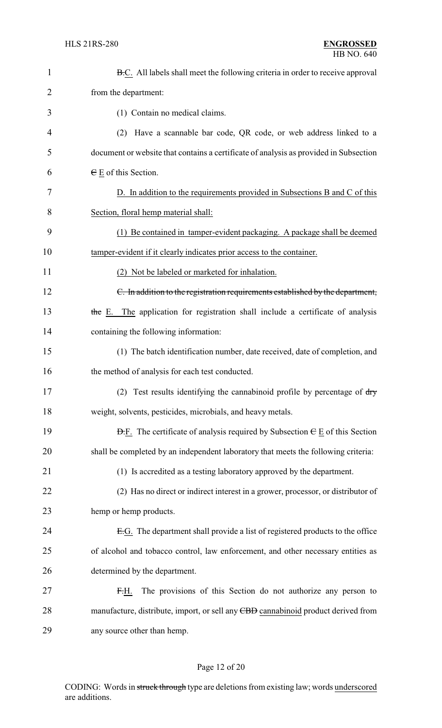~~B.~~C. All labels shall meet the following criteria in order to receive approval from the department:

(1) Contain no medical claims.

(2) Have a scannable bar code, QR code, or web address linked to a document or website that contains a certificate of analysis as provided in Subsection ~~C~~ E of this Section.

D. In addition to the requirements provided in Subsections B and C of this Section, floral hemp material shall:

(1) Be contained in tamper-evident packaging. A package shall be deemed tamper-evident if it clearly indicates prior access to the container.

(2) Not be labeled or marketed for inhalation.

~~C. In addition to the registration requirements established by the department, the~~ E. The application for registration shall include a certificate of analysis containing the following information:

(1) The batch identification number, date received, date of completion, and the method of analysis for each test conducted.

(2) Test results identifying the cannabinoid profile by percentage of ~~dry~~ weight, solvents, pesticides, microbials, and heavy metals.

~~D.~~F. The certificate of analysis required by Subsection ~~C~~ E of this Section shall be completed by an independent laboratory that meets the following criteria:

(1) Is accredited as a testing laboratory approved by the department.

(2) Has no direct or indirect interest in a grower, processor, or distributor of hemp or hemp products.

~~E.~~G. The department shall provide a list of registered products to the office of alcohol and tobacco control, law enforcement, and other necessary entities as determined by the department.

~~F.~~H. The provisions of this Section do not authorize any person to manufacture, distribute, import, or sell any ~~CBD~~ cannabinoid product derived from any source other than hemp.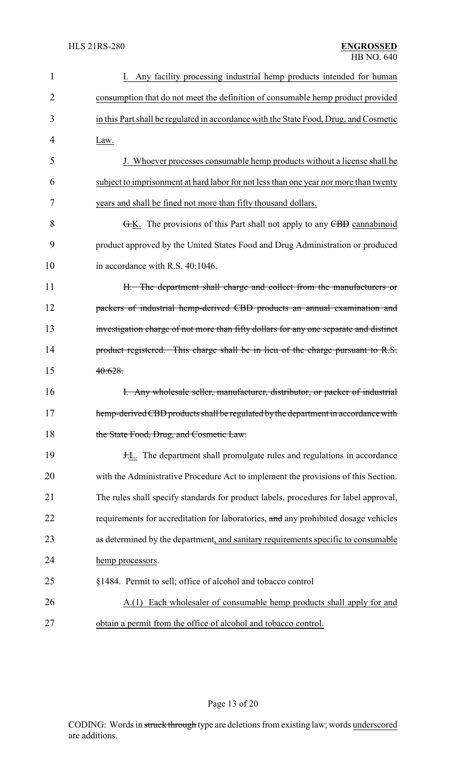I. Any facility processing industrial hemp products intended for human consumption that do not meet the definition of consumable hemp product provided in this Part shall be regulated in accordance with the State Food, Drug, and Cosmetic Law.

J. Whoever processes consumable hemp products without a license shall be subject to imprisonment at hard labor for not less than one year nor more than twenty years and shall be fined not more than fifty thousand dollars.

~~G.~~K. The provisions of this Part shall not apply to any ~~CBD~~ cannabinoid product approved by the United States Food and Drug Administration or produced in accordance with R.S. 40:1046.

~~H. The department shall charge and collect from the manufacturers or packers of industrial hemp-derived CBD products an annual examination and investigation charge of not more than fifty dollars for any one separate and distinct product registered. This charge shall be in lieu of the charge pursuant to R.S. 40:628.~~

~~I. Any wholesale seller, manufacturer, distributor, or packer of industrial hemp-derived CBD products shall be regulated by the department in accordance with the State Food, Drug, and Cosmetic Law.~~

~~J.~~L. The department shall promulgate rules and regulations in accordance with the Administrative Procedure Act to implement the provisions of this Section. The rules shall specify standards for product labels, procedures for label approval, requirements for accreditation for laboratories, ~~and~~ any prohibited dosage vehicles as determined by the department, and sanitary requirements specific to consumable hemp processors.

§1484. Permit to sell; office of alcohol and tobacco control

A.(1) Each wholesaler of consumable hemp products shall apply for and obtain a permit from the office of alcohol and tobacco control.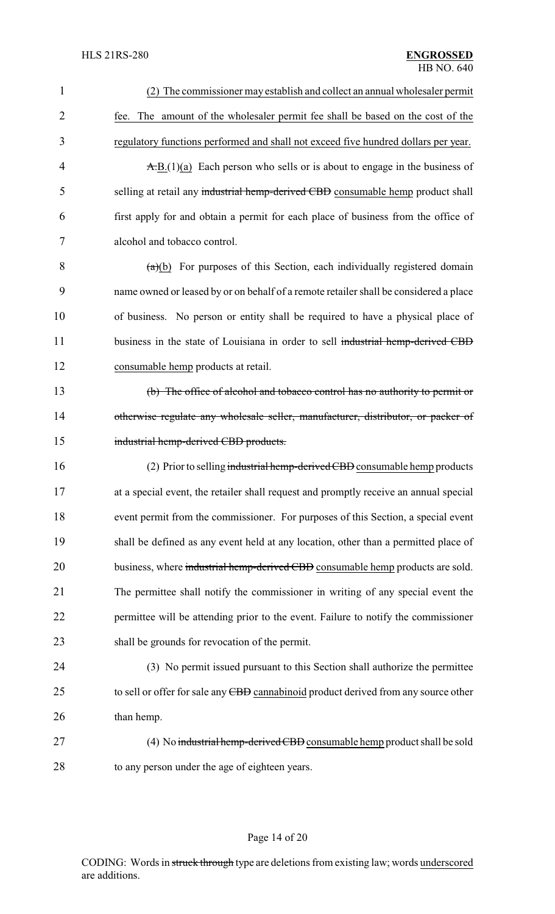(2) The commissioner may establish and collect an annual wholesaler permit fee. The amount of the wholesaler permit fee shall be based on the cost of the regulatory functions performed and shall not exceed five hundred dollars per year.

~~A.~~B.(1)(a) Each person who sells or is about to engage in the business of selling at retail any ~~industrial hemp-derived CBD~~ consumable hemp product shall first apply for and obtain a permit for each place of business from the office of alcohol and tobacco control.

~~(a)~~(b) For purposes of this Section, each individually registered domain name owned or leased by or on behalf of a remote retailer shall be considered a place of business. No person or entity shall be required to have a physical place of business in the state of Louisiana in order to sell ~~industrial hemp-derived CBD~~ consumable hemp products at retail.

~~(b) The office of alcohol and tobacco control has no authority to permit or otherwise regulate any wholesale seller, manufacturer, distributor, or packer of industrial hemp-derived CBD products.~~

(2) Prior to selling ~~industrial hemp-derived CBD~~ consumable hemp products at a special event, the retailer shall request and promptly receive an annual special event permit from the commissioner. For purposes of this Section, a special event shall be defined as any event held at any location, other than a permitted place of business, where ~~industrial hemp-derived CBD~~ consumable hemp products are sold. The permittee shall notify the commissioner in writing of any special event the permittee will be attending prior to the event. Failure to notify the commissioner shall be grounds for revocation of the permit.

(3) No permit issued pursuant to this Section shall authorize the permittee to sell or offer for sale any ~~CBD~~ cannabinoid product derived from any source other than hemp.

(4) No ~~industrial hemp-derived CBD~~ consumable hemp product shall be sold to any person under the age of eighteen years.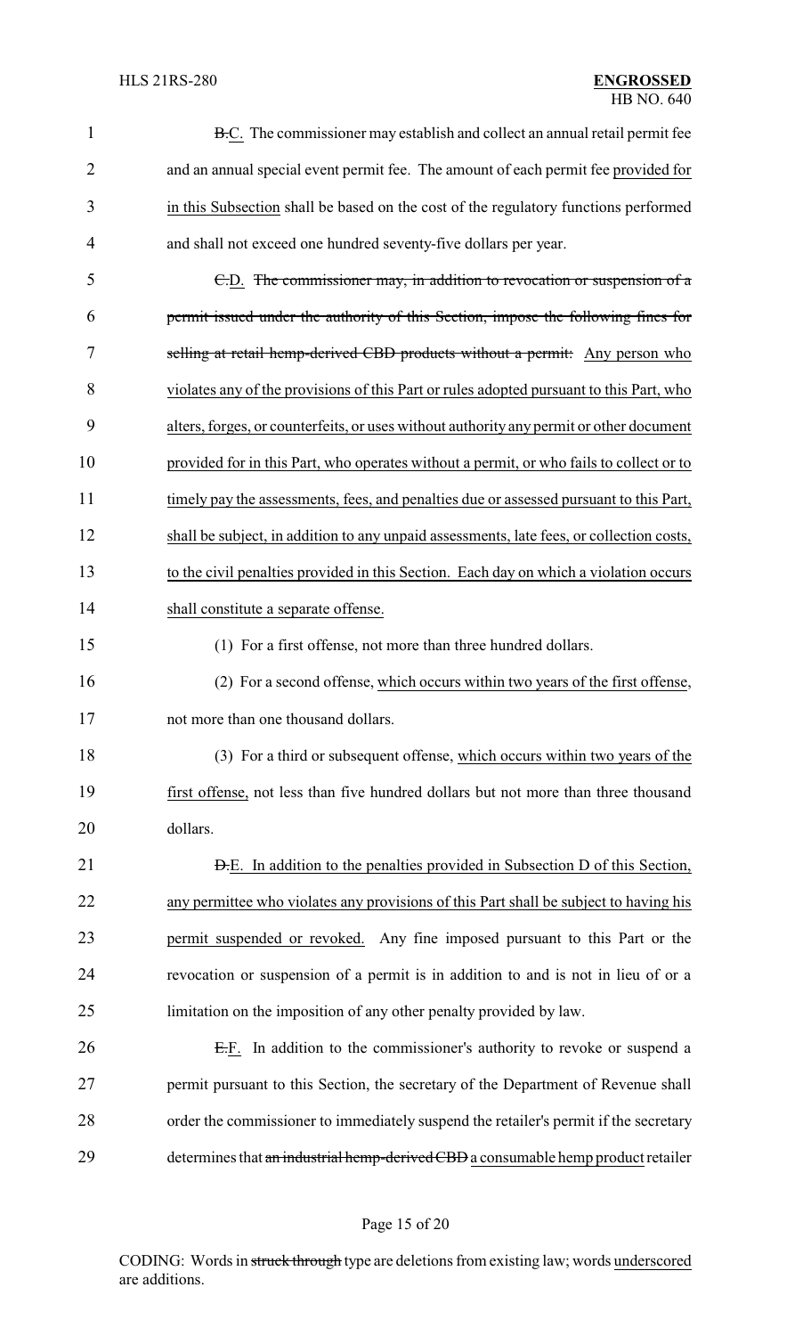~~B.~~C. The commissioner may establish and collect an annual retail permit fee and an annual special event permit fee. The amount of each permit fee provided for in this Subsection shall be based on the cost of the regulatory functions performed and shall not exceed one hundred seventy-five dollars per year.

~~C.~~D. ~~The commissioner may, in addition to revocation or suspension of a permit issued under the authority of this Section, impose the following fines for selling at retail hemp-derived CBD products without a permit:~~ Any person who violates any of the provisions of this Part or rules adopted pursuant to this Part, who alters, forges, or counterfeits, or uses without authority any permit or other document provided for in this Part, who operates without a permit, or who fails to collect or to timely pay the assessments, fees, and penalties due or assessed pursuant to this Part, shall be subject, in addition to any unpaid assessments, late fees, or collection costs, to the civil penalties provided in this Section. Each day on which a violation occurs shall constitute a separate offense.

(1) For a first offense, not more than three hundred dollars.

(2) For a second offense, which occurs within two years of the first offense, not more than one thousand dollars.

(3) For a third or subsequent offense, which occurs within two years of the first offense, not less than five hundred dollars but not more than three thousand dollars.

~~D.~~E. In addition to the penalties provided in Subsection D of this Section, any permittee who violates any provisions of this Part shall be subject to having his permit suspended or revoked. Any fine imposed pursuant to this Part or the revocation or suspension of a permit is in addition to and is not in lieu of or a limitation on the imposition of any other penalty provided by law.

~~E.~~F. In addition to the commissioner's authority to revoke or suspend a permit pursuant to this Section, the secretary of the Department of Revenue shall order the commissioner to immediately suspend the retailer's permit if the secretary determines that ~~an industrial hemp-derived CBD~~ a consumable hemp product retailer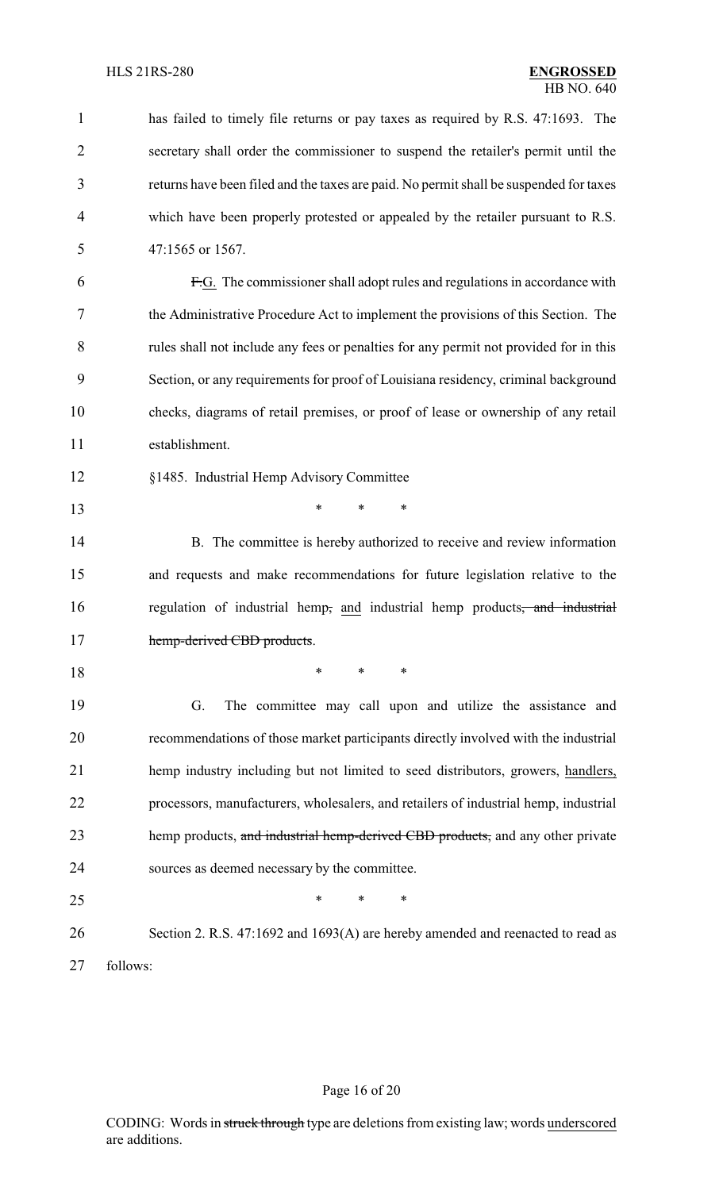has failed to timely file returns or pay taxes as required by R.S. 47:1693. The secretary shall order the commissioner to suspend the retailer's permit until the returns have been filed and the taxes are paid. No permit shall be suspended for taxes which have been properly protested or appealed by the retailer pursuant to R.S. 47:1565 or 1567.

~~F.~~G. The commissioner shall adopt rules and regulations in accordance with the Administrative Procedure Act to implement the provisions of this Section. The rules shall not include any fees or penalties for any permit not provided for in this Section, or any requirements for proof of Louisiana residency, criminal background checks, diagrams of retail premises, or proof of lease or ownership of any retail establishment.

§1485. Industrial Hemp Advisory Committee

\* \* \*

B. The committee is hereby authorized to receive and review information and requests and make recommendations for future legislation relative to the regulation of industrial hemp~~,~~ and industrial hemp products~~, and industrial hemp-derived CBD products~~.

\* \* \*

G. The committee may call upon and utilize the assistance and recommendations of those market participants directly involved with the industrial hemp industry including but not limited to seed distributors, growers, handlers, processors, manufacturers, wholesalers, and retailers of industrial hemp, industrial hemp products, ~~and industrial hemp-derived CBD products,~~ and any other private sources as deemed necessary by the committee.

\* \* \*

Section 2. R.S. 47:1692 and 1693(A) are hereby amended and reenacted to read as follows:

CODING: Words in ~~struck through~~ type are deletions from existing law; words underscored are additions.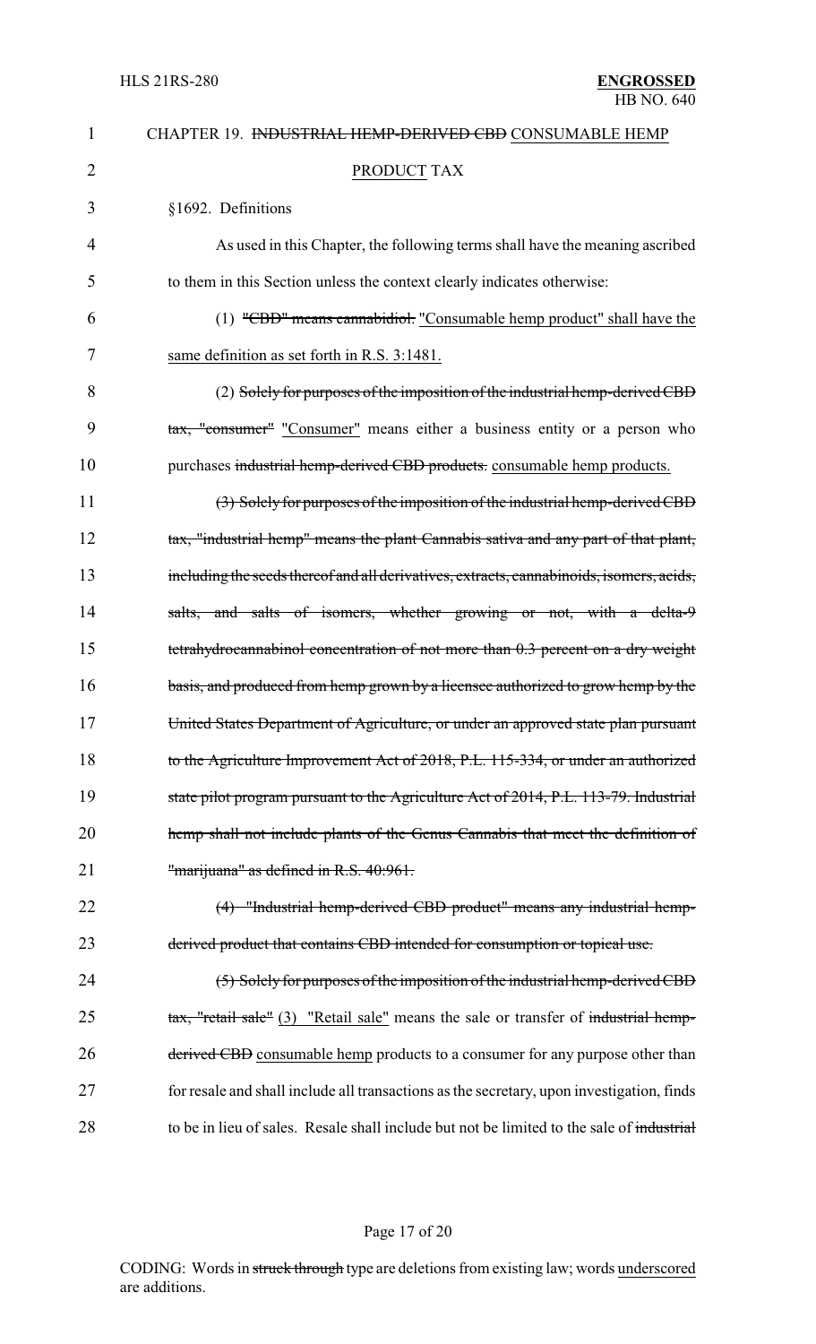CHAPTER 19. ~~INDUSTRIAL HEMP-DERIVED CBD~~ CONSUMABLE HEMP PRODUCT TAX

§1692. Definitions

As used in this Chapter, the following terms shall have the meaning ascribed to them in this Section unless the context clearly indicates otherwise:

(1) ~~"CBD" means cannabidiol.~~ "Consumable hemp product" shall have the same definition as set forth in R.S. 3:1481.

(2) ~~Solely for purposes of the imposition of the industrial hemp-derived CBD tax, "consumer"~~ "Consumer" means either a business entity or a person who purchases ~~industrial hemp-derived CBD products.~~ consumable hemp products.

~~(3) Solely for purposes of the imposition of the industrial hemp-derived CBD tax, "industrial hemp" means the plant Cannabis sativa and any part of that plant, including the seeds thereof and all derivatives, extracts, cannabinoids, isomers, acids, salts, and salts of isomers, whether growing or not, with a delta-9 tetrahydrocannabinol concentration of not more than 0.3 percent on a dry weight basis, and produced from hemp grown by a licensee authorized to grow hemp by the United States Department of Agriculture, or under an approved state plan pursuant to the Agriculture Improvement Act of 2018, P.L. 115-334, or under an authorized state pilot program pursuant to the Agriculture Act of 2014, P.L. 113-79. Industrial hemp shall not include plants of the Genus Cannabis that meet the definition of "marijuana" as defined in R.S. 40:961.~~

~~(4) "Industrial hemp-derived CBD product" means any industrial hemp-derived product that contains CBD intended for consumption or topical use.~~

~~(5) Solely for purposes of the imposition of the industrial hemp-derived CBD tax, "retail sale"~~ (3) "Retail sale" means the sale or transfer of ~~industrial hemp-derived CBD~~ consumable hemp products to a consumer for any purpose other than for resale and shall include all transactions as the secretary, upon investigation, finds to be in lieu of sales. Resale shall include but not be limited to the sale of ~~industrial~~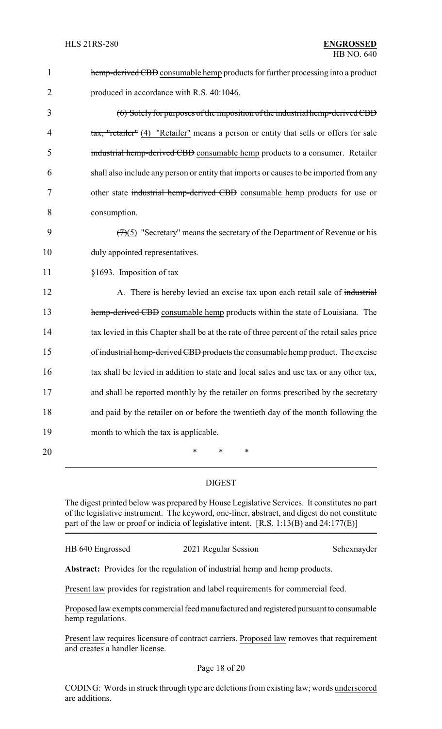~~hemp-derived CBD~~ consumable hemp products for further processing into a product produced in accordance with R.S. 40:1046.

~~(6) Solely for purposes of the imposition of the industrial hemp-derived CBD tax, "retailer"~~ (4) "Retailer" means a person or entity that sells or offers for sale ~~industrial hemp-derived CBD~~ consumable hemp products to a consumer. Retailer shall also include any person or entity that imports or causes to be imported from any other state ~~industrial hemp-derived CBD~~ consumable hemp products for use or consumption.

~~(7)~~(5) "Secretary" means the secretary of the Department of Revenue or his duly appointed representatives.

§1693. Imposition of tax

A. There is hereby levied an excise tax upon each retail sale of ~~industrial hemp-derived CBD~~ consumable hemp products within the state of Louisiana. The tax levied in this Chapter shall be at the rate of three percent of the retail sales price of ~~industrial hemp-derived CBD products~~ the consumable hemp product. The excise tax shall be levied in addition to state and local sales and use tax or any other tax, and shall be reported monthly by the retailer on forms prescribed by the secretary and paid by the retailer on or before the twentieth day of the month following the month to which the tax is applicable.

\* \* \*

## DIGEST

The digest printed below was prepared by House Legislative Services. It constitutes no part of the legislative instrument. The keyword, one-liner, abstract, and digest do not constitute part of the law or proof or indicia of legislative intent. [R.S. 1:13(B) and 24:177(E)]

HB 640 Engrossed 2021 Regular Session Schexnayder

**Abstract:** Provides for the regulation of industrial hemp and hemp products.

Present law provides for registration and label requirements for commercial feed.

Proposed law exempts commercial feed manufactured and registered pursuant to consumable hemp regulations.

Present law requires licensure of contract carriers. Proposed law removes that requirement and creates a handler license.

CODING: Words in ~~struck through~~ type are deletions from existing law; words underscored are additions.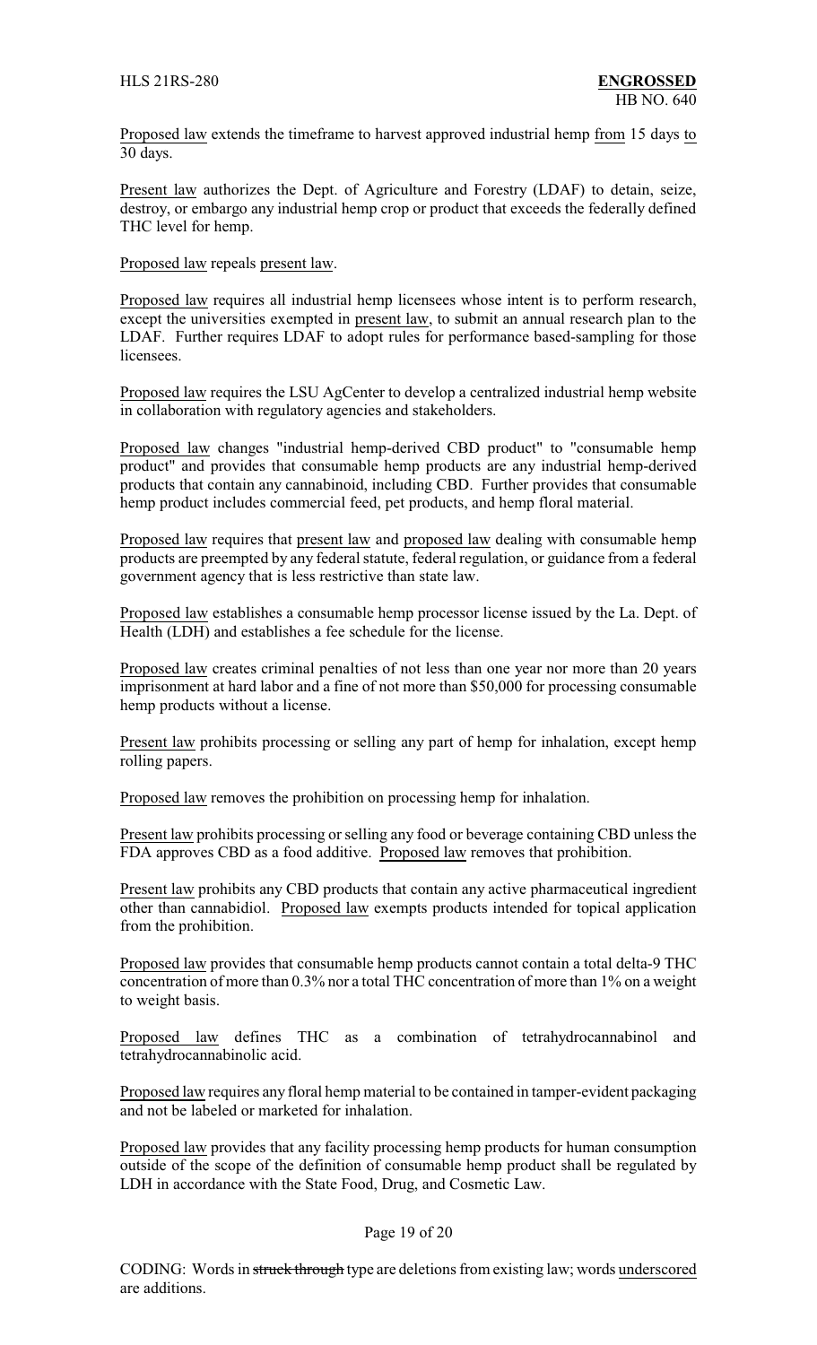Proposed law extends the timeframe to harvest approved industrial hemp from 15 days to 30 days.

Present law authorizes the Dept. of Agriculture and Forestry (LDAF) to detain, seize, destroy, or embargo any industrial hemp crop or product that exceeds the federally defined THC level for hemp.

Proposed law repeals present law.

Proposed law requires all industrial hemp licensees whose intent is to perform research, except the universities exempted in present law, to submit an annual research plan to the LDAF. Further requires LDAF to adopt rules for performance based-sampling for those licensees.

Proposed law requires the LSU AgCenter to develop a centralized industrial hemp website in collaboration with regulatory agencies and stakeholders.

Proposed law changes "industrial hemp-derived CBD product" to "consumable hemp product" and provides that consumable hemp products are any industrial hemp-derived products that contain any cannabinoid, including CBD. Further provides that consumable hemp product includes commercial feed, pet products, and hemp floral material.

Proposed law requires that present law and proposed law dealing with consumable hemp products are preempted by any federal statute, federal regulation, or guidance from a federal government agency that is less restrictive than state law.

Proposed law establishes a consumable hemp processor license issued by the La. Dept. of Health (LDH) and establishes a fee schedule for the license.

Proposed law creates criminal penalties of not less than one year nor more than 20 years imprisonment at hard labor and a fine of not more than $50,000 for processing consumable hemp products without a license.

Present law prohibits processing or selling any part of hemp for inhalation, except hemp rolling papers.

Proposed law removes the prohibition on processing hemp for inhalation.

Present law prohibits processing or selling any food or beverage containing CBD unless the FDA approves CBD as a food additive. Proposed law removes that prohibition.

Present law prohibits any CBD products that contain any active pharmaceutical ingredient other than cannabidiol. Proposed law exempts products intended for topical application from the prohibition.

Proposed law provides that consumable hemp products cannot contain a total delta-9 THC concentration of more than 0.3% nor a total THC concentration of more than 1% on a weight to weight basis.

Proposed law defines THC as a combination of tetrahydrocannabinol and tetrahydrocannabinolic acid.

Proposed law requires any floral hemp material to be contained in tamper-evident packaging and not be labeled or marketed for inhalation.

Proposed law provides that any facility processing hemp products for human consumption outside of the scope of the definition of consumable hemp product shall be regulated by LDH in accordance with the State Food, Drug, and Cosmetic Law.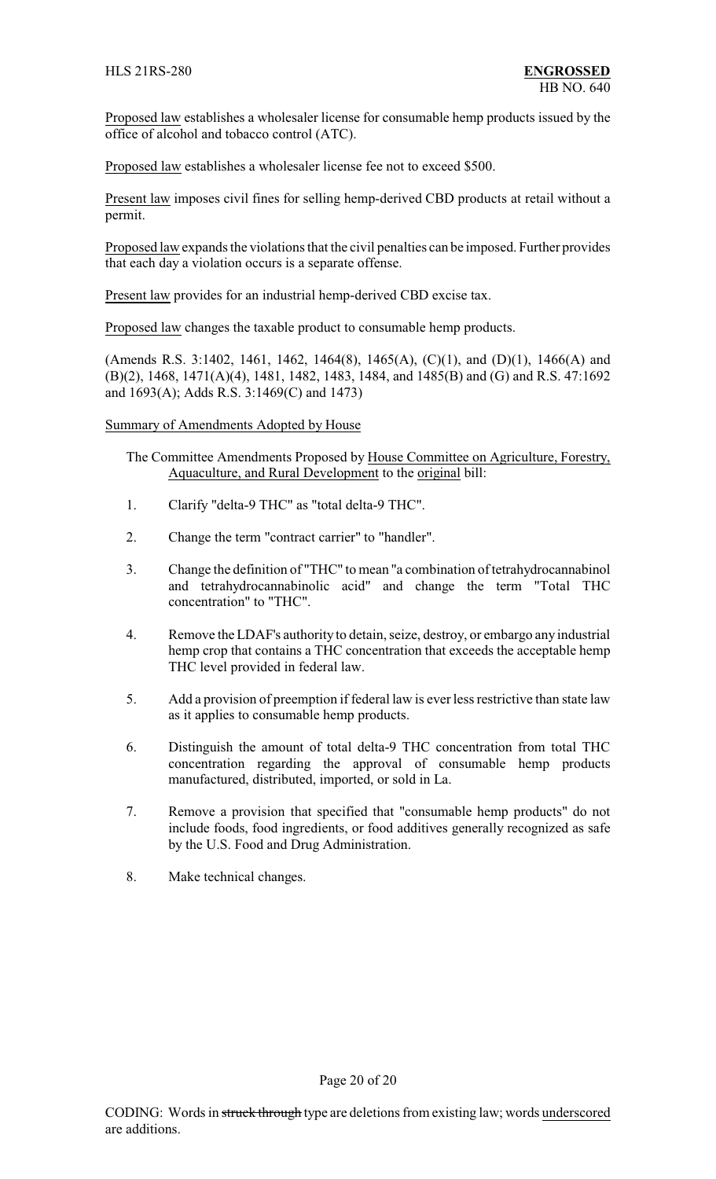Proposed law establishes a wholesaler license for consumable hemp products issued by the office of alcohol and tobacco control (ATC).

Proposed law establishes a wholesaler license fee not to exceed $500.

Present law imposes civil fines for selling hemp-derived CBD products at retail without a permit.

Proposed law expands the violations that the civil penalties can be imposed. Further provides that each day a violation occurs is a separate offense.

Present law provides for an industrial hemp-derived CBD excise tax.

Proposed law changes the taxable product to consumable hemp products.

(Amends R.S. 3:1402, 1461, 1462, 1464(8), 1465(A), (C)(1), and (D)(1), 1466(A) and (B)(2), 1468, 1471(A)(4), 1481, 1482, 1483, 1484, and 1485(B) and (G) and R.S. 47:1692 and 1693(A); Adds R.S. 3:1469(C) and 1473)

Summary of Amendments Adopted by House

The Committee Amendments Proposed by House Committee on Agriculture, Forestry, Aquaculture, and Rural Development to the original bill:

1. Clarify "delta-9 THC" as "total delta-9 THC".
2. Change the term "contract carrier" to "handler".
3. Change the definition of "THC" to mean "a combination of tetrahydrocannabinol and tetrahydrocannabinolic acid" and change the term "Total THC concentration" to "THC".
4. Remove the LDAF's authority to detain, seize, destroy, or embargo any industrial hemp crop that contains a THC concentration that exceeds the acceptable hemp THC level provided in federal law.
5. Add a provision of preemption if federal law is ever less restrictive than state law as it applies to consumable hemp products.
6. Distinguish the amount of total delta-9 THC concentration from total THC concentration regarding the approval of consumable hemp products manufactured, distributed, imported, or sold in La.
7. Remove a provision that specified that "consumable hemp products" do not include foods, food ingredients, or food additives generally recognized as safe by the U.S. Food and Drug Administration.
8. Make technical changes.